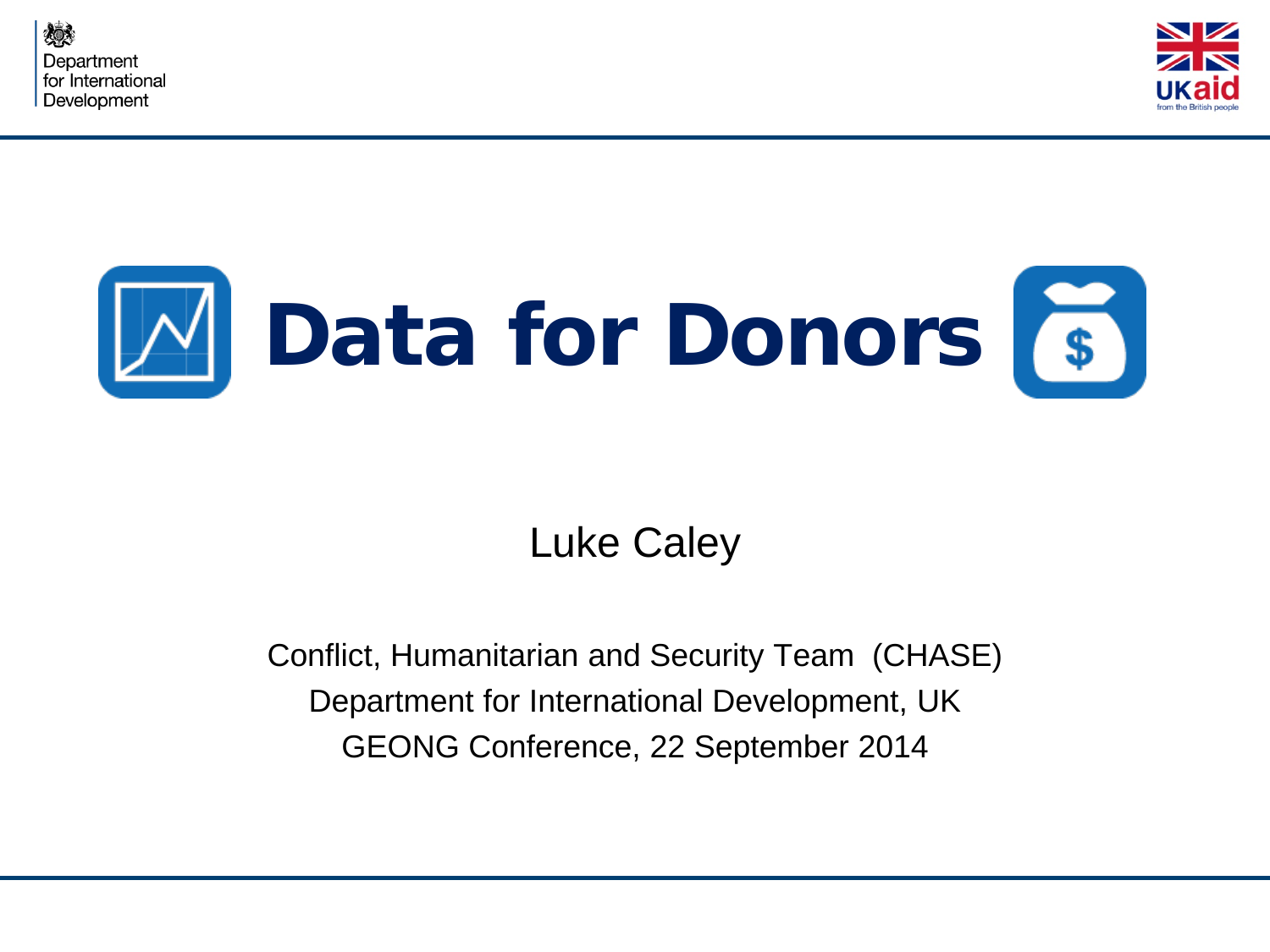# Data for Donors

Luke Caley

Conflict, Humanitarian and Security Team (CHASE)
Department for International Development, UK
GEONG Conference, 22 September 2014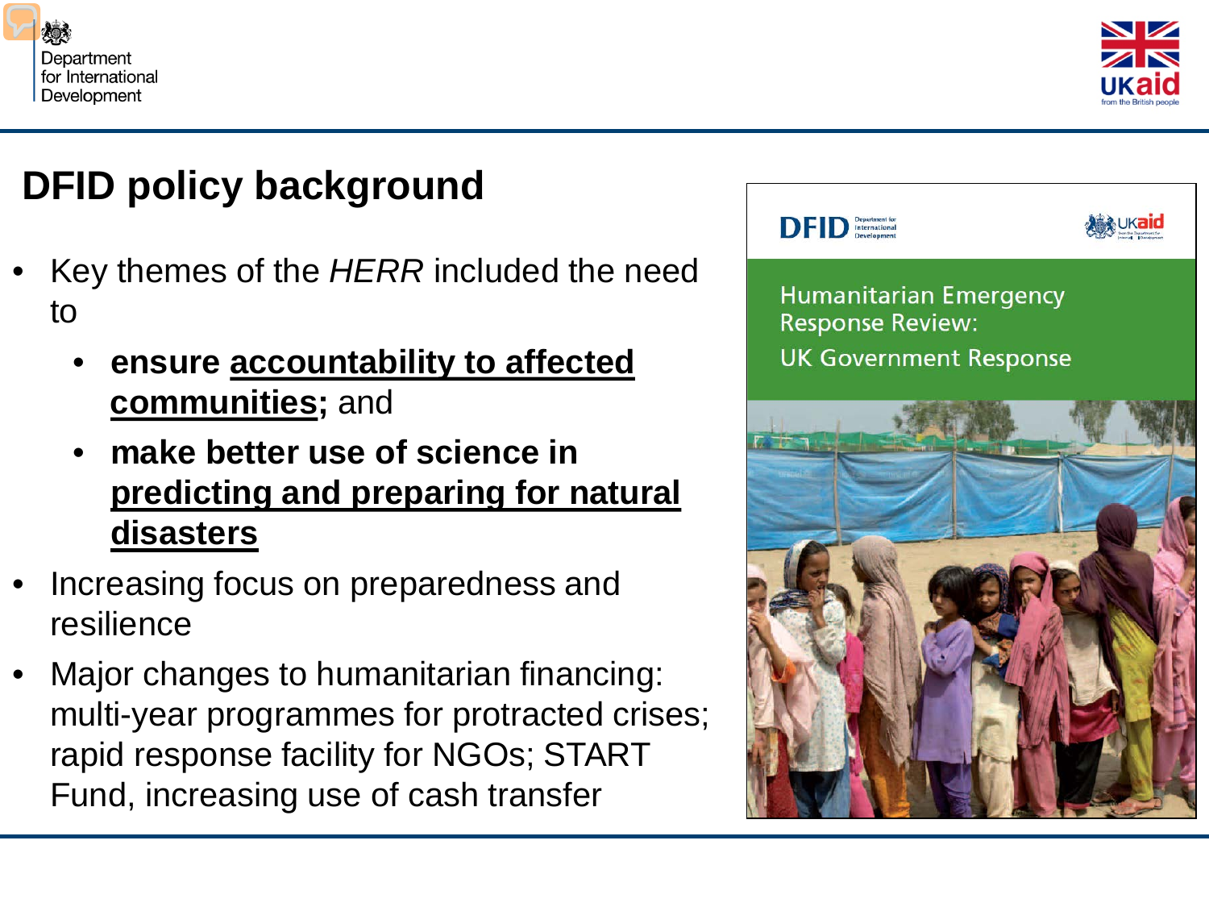# DFID policy background

- Key themes of the *HERR* included the need to
  - **ensure <u>accountability to affected communities</u>;** and
  - **make better use of science in <u>predicting and preparing for natural disasters</u>**
- Increasing focus on preparedness and resilience
- Major changes to humanitarian financing: multi-year programmes for protracted crises; rapid response facility for NGOs; START Fund, increasing use of cash transfer

DFID Department for International Development

Humanitarian Emergency Response Review: UK Government Response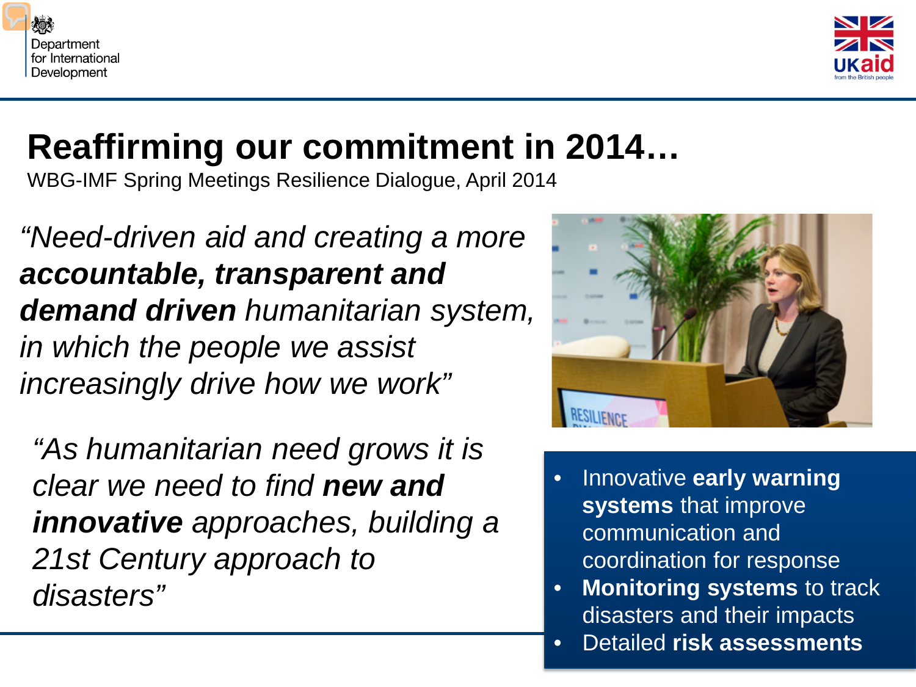# Reaffirming our commitment in 2014…

WBG-IMF Spring Meetings Resilience Dialogue, April 2014

*"Need-driven aid and creating a more* ***accountable, transparent and demand driven*** *humanitarian system, in which the people we assist increasingly drive how we work"*

*"As humanitarian need grows it is clear we need to find* ***new and innovative*** *approaches, building a 21st Century approach to disasters"*

- Innovative **early warning systems** that improve communication and coordination for response
- **Monitoring systems** to track disasters and their impacts
- Detailed **risk assessments**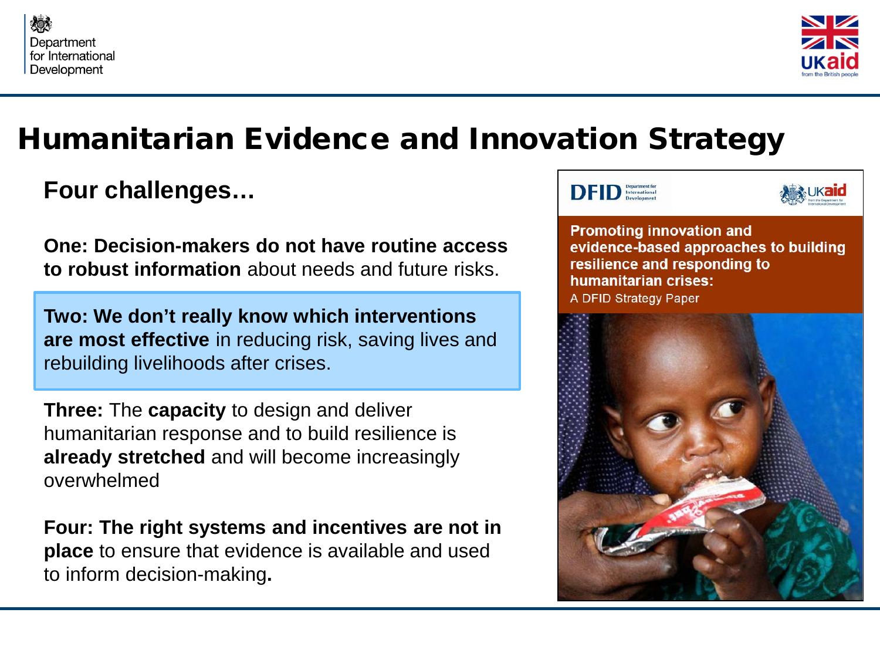# Humanitarian Evidence and Innovation Strategy

## Four challenges…

**One: Decision-makers do not have routine access to robust information** about needs and future risks.

**Two: We don't really know which interventions are most effective** in reducing risk, saving lives and rebuilding livelihoods after crises.

**Three:** The **capacity** to design and deliver humanitarian response and to build resilience is **already stretched** and will become increasingly overwhelmed

**Four: The right systems and incentives are not in place** to ensure that evidence is available and used to inform decision-making**.**

**Promoting innovation and evidence-based approaches to building resilience and responding to humanitarian crises:**
A DFID Strategy Paper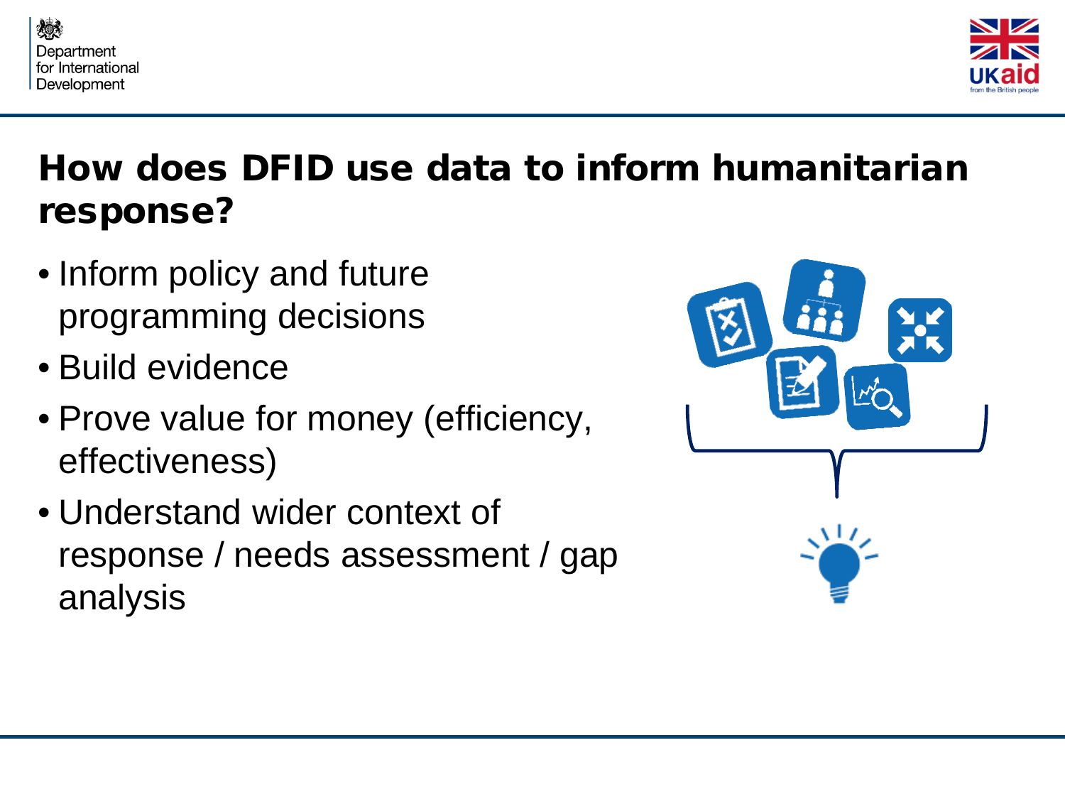## How does DFID use data to inform humanitarian response?

- Inform policy and future programming decisions
- Build evidence
- Prove value for money (efficiency, effectiveness)
- Understand wider context of response / needs assessment / gap analysis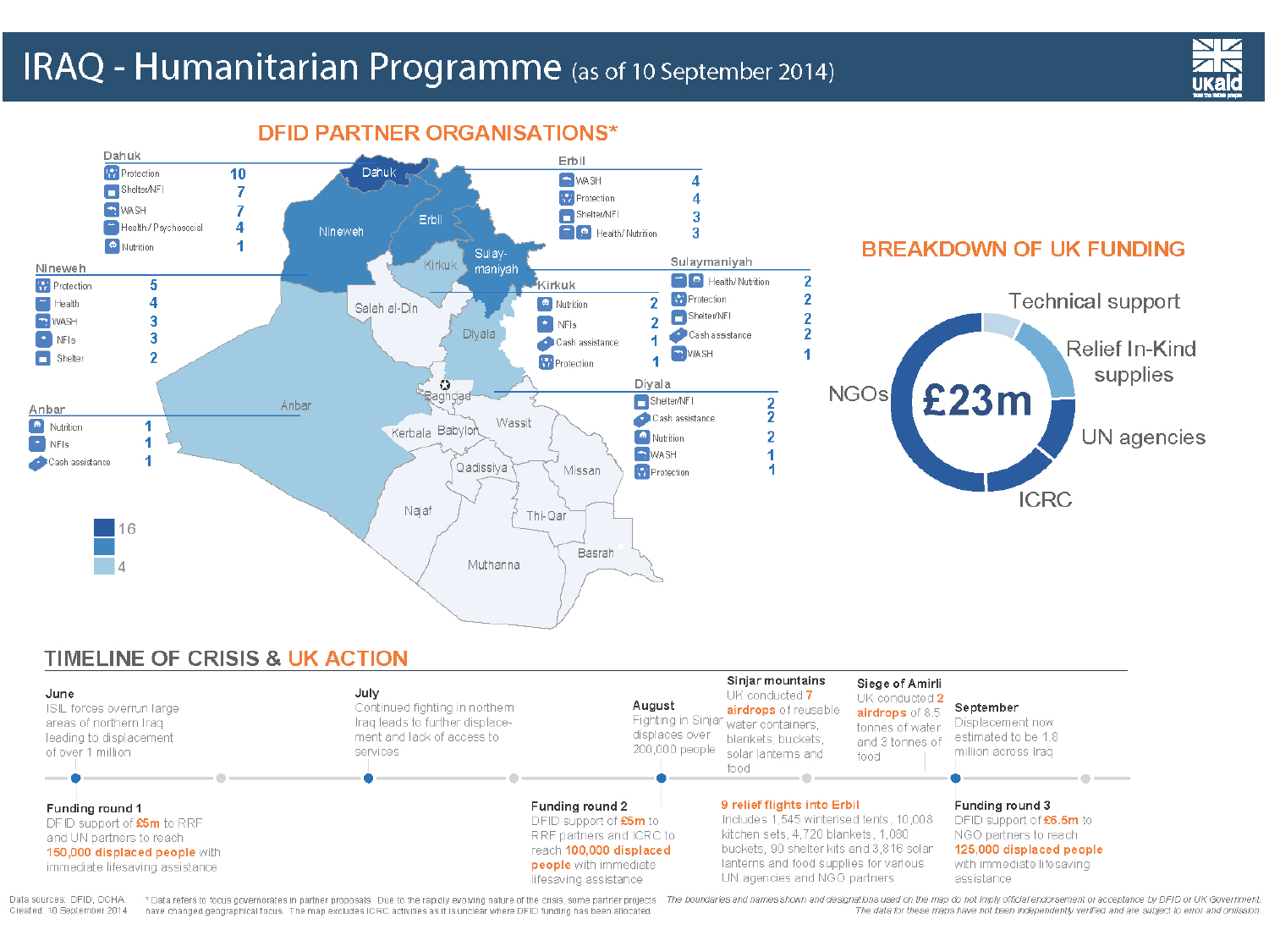# IRAQ - Humanitarian Programme (as of 10 September 2014)

UKaid

## DFID PARTNER ORGANISATIONS*

**Dahuk**

| Sector | Partners |
|---|---|
| Protection | 10 |
| Shelter/NFI | 7 |
| WASH | 7 |
| Health / Psychosocial | 4 |
| Nutrition | 1 |

**Erbil**

| Sector | Partners |
|---|---|
| WASH | 4 |
| Protection | 4 |
| Shelter/NFI | 3 |
| Health/ Nutrition | 3 |

**Nineweh**

| Sector | Partners |
|---|---|
| Protection | 5 |
| Health | 4 |
| WASH | 3 |
| NFIs | 3 |
| Shelter | 2 |

**Sulaymaniyah**

| Sector | Partners |
|---|---|
| Health/ Nutrition | 2 |
| Protection | 2 |
| Shelter/NFI | 2 |
| Cash assistance | 2 |
| WASH | 1 |

**Kirkuk**

| Sector | Partners |
|---|---|
| Nutrition | 2 |
| NFIs | 2 |
| Cash assistance | 1 |
| Protection | 1 |

**Anbar**

| Sector | Partners |
|---|---|
| Nutrition | 1 |
| NFIs | 1 |
| Cash assistance | 1 |

**Diyala**

| Sector | Partners |
|---|---|
| Shelter/NFI | 2 |
| Cash assistance | 2 |
| Nutrition | 2 |
| WASH | 1 |
| Protection | 1 |

Legend: 16 – 4

## BREAKDOWN OF UK FUNDING

£23m

- Technical support
- Relief In-Kind supplies
- UN agencies
- ICRC
- NGOs

## TIMELINE OF CRISIS & UK ACTION

**June**
ISIL forces overrun large areas of northern Iraq leading to displacement of over 1 million

**Funding round 1**
DFID support of **£5m** to RRF and UN partners to reach **150,000 displaced people** with immediate lifesaving assistance

**July**
Continued fighting in northern Iraq leads to further displacement and lack of access to services

**August**
Fighting in Sinjar displaces over 200,000 people

**Funding round 2**
DFID support of **£5m** to RRF partners and ICRC to reach **100,000 displaced people** with immediate lifesaving assistance

**Sinjar mountains**
UK conducted **7 airdrops** of reusable water containers, blankets, buckets, solar lanterns and food

**9 relief flights into Erbil**
Includes 1,545 winterised tents, 10,008 kitchen sets, 4,720 blankets, 1,080 buckets, 90 shelter kits and 3,816 solar lanterns and food supplies for various UN agencies and NGO partners

**Siege of Amirli**
UK conducted **2 airdrops** of 8.5 tonnes of water and 3 tonnes of food

**September**
Displacement now estimated to be 1.8 million across Iraq

**Funding round 3**
DFID support of **£6.5m** to NGO partners to reach **125,000 displaced people** with immediate lifesaving assistance

Data sources: DFID, OCHA
Created: 10 September 2014

* Data refers to focus governorates in partner proposals. Due to the rapidly evolving nature of the crisis, some partner projects have changed geographical focus. The map excludes ICRC activities as it is unclear where DFID funding has been allocated.

*The boundaries and names shown and designations used on the map do not imply official endorsement or acceptance by DFID or UK Government. The data for these maps have not been independently verified and are subject to error and omission.*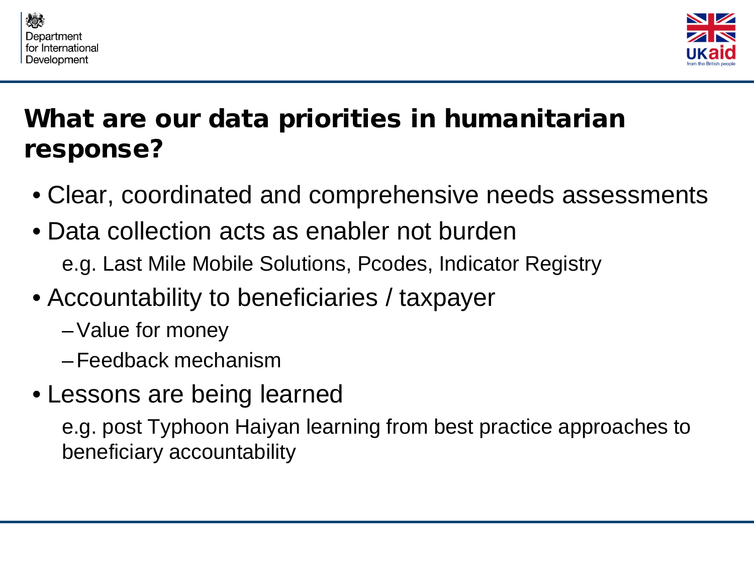# What are our data priorities in humanitarian response?

- Clear, coordinated and comprehensive needs assessments
- Data collection acts as enabler not burden

  e.g. Last Mile Mobile Solutions, Pcodes, Indicator Registry
- Accountability to beneficiaries / taxpayer
  - Value for money
  - Feedback mechanism
- Lessons are being learned

  e.g. post Typhoon Haiyan learning from best practice approaches to beneficiary accountability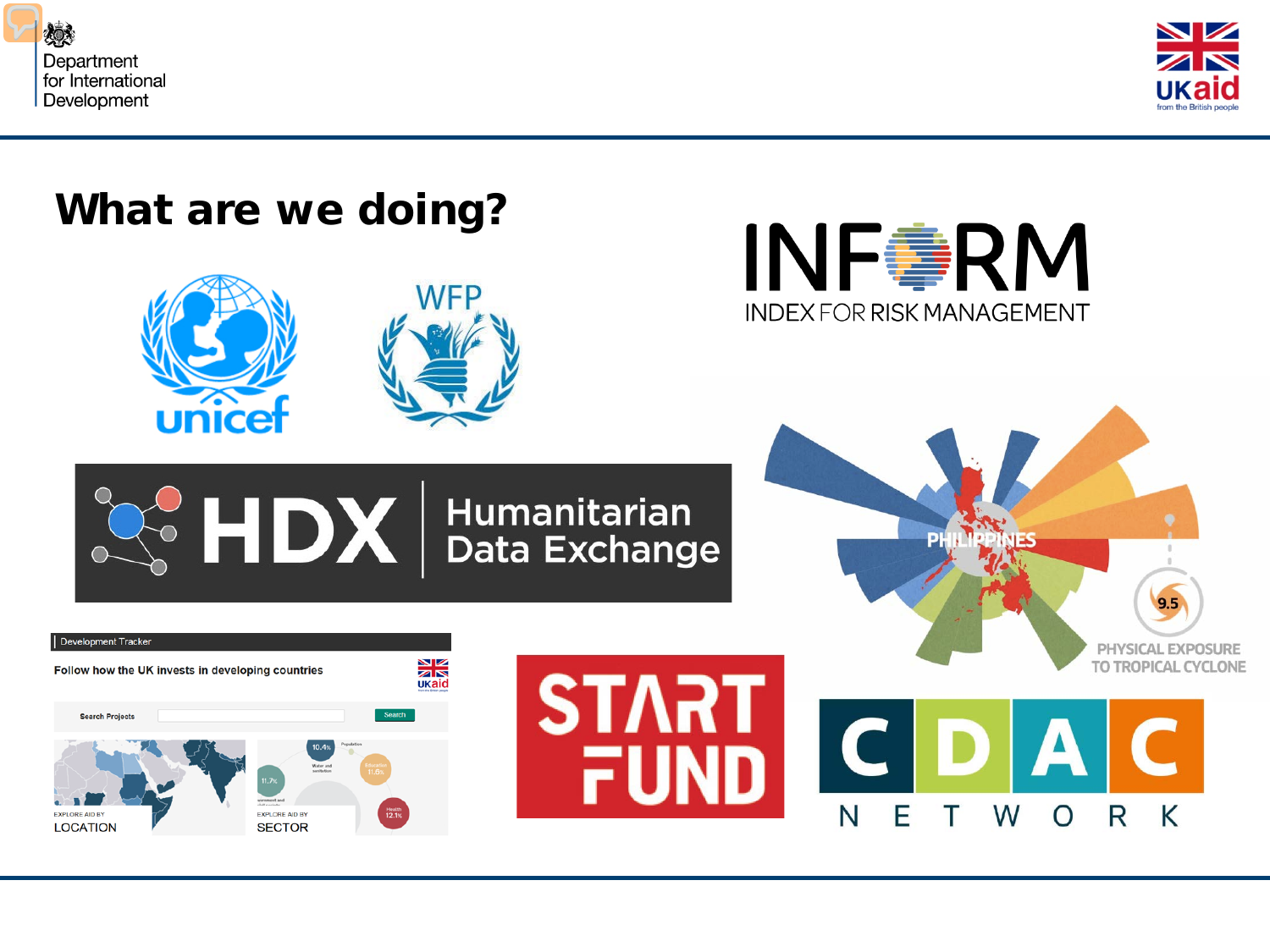# What are we doing?

unicef

WFP

INFORM

INDEX FOR RISK MANAGEMENT

HDX | Humanitarian Data Exchange

PHILIPPINES

9.5

PHYSICAL EXPOSURE TO TROPICAL CYCLONE

Development Tracker

Follow how the UK invests in developing countries

Search Projects

Search

EXPLORE AID BY LOCATION

EXPLORE AID BY SECTOR

START FUND

CDAC NETWORK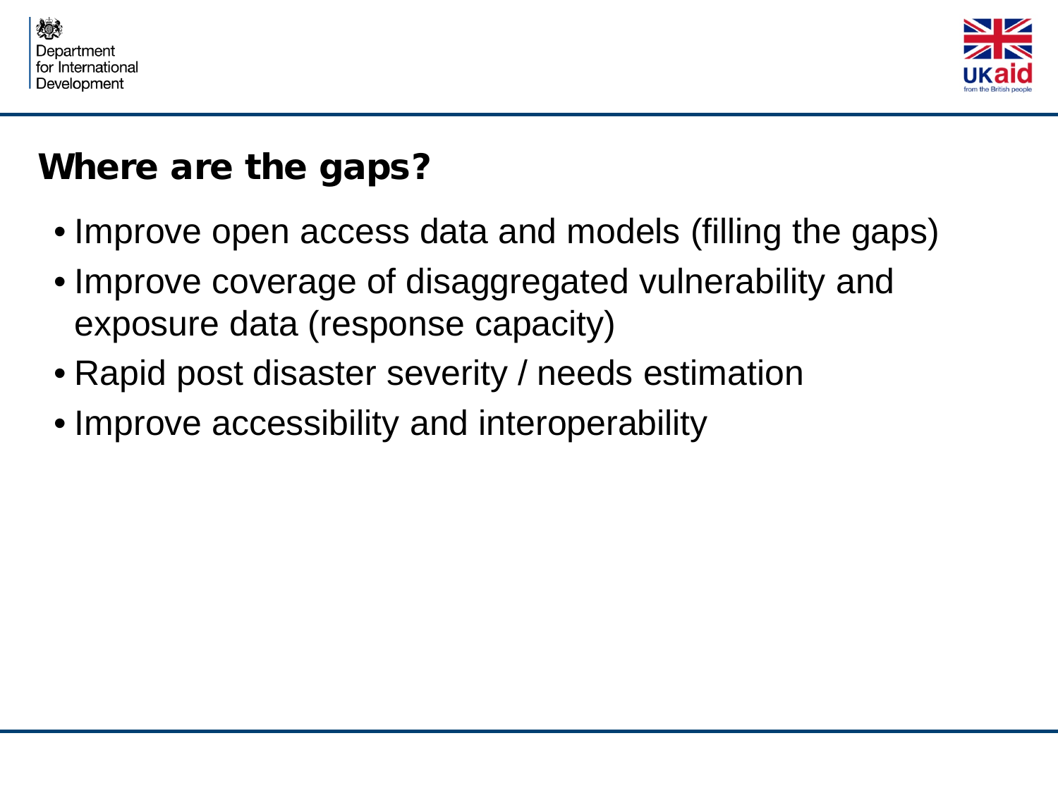## Where are the gaps?

- Improve open access data and models (filling the gaps)
- Improve coverage of disaggregated vulnerability and exposure data (response capacity)
- Rapid post disaster severity / needs estimation
- Improve accessibility and interoperability